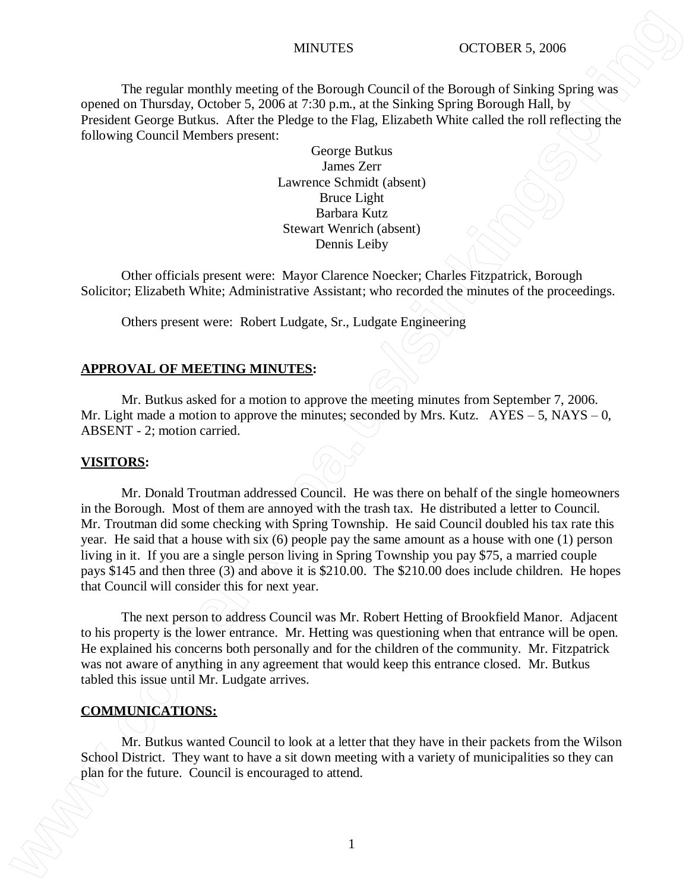MINUTES OCTOBER 5, 2006

The regular monthly meeting of the Borough Council of the Borough of Sinking Spring was opened on Thursday, October 5, 2006 at 7:30 p.m., at the Sinking Spring Borough Hall, by President George Butkus. After the Pledge to the Flag, Elizabeth White called the roll reflecting the following Council Members present:

George Butkus
James Zerr
Lawrence Schmidt (absent)
Bruce Light
Barbara Kutz
Stewart Wenrich (absent)
Dennis Leiby

Other officials present were: Mayor Clarence Noecker; Charles Fitzpatrick, Borough Solicitor; Elizabeth White; Administrative Assistant; who recorded the minutes of the proceedings.

Others present were: Robert Ludgate, Sr., Ludgate Engineering

**APPROVAL OF MEETING MINUTES:**

Mr. Butkus asked for a motion to approve the meeting minutes from September 7, 2006. Mr. Light made a motion to approve the minutes; seconded by Mrs. Kutz. AYES – 5, NAYS – 0, ABSENT - 2; motion carried.

**VISITORS:**

Mr. Donald Troutman addressed Council. He was there on behalf of the single homeowners in the Borough. Most of them are annoyed with the trash tax. He distributed a letter to Council. Mr. Troutman did some checking with Spring Township. He said Council doubled his tax rate this year. He said that a house with six (6) people pay the same amount as a house with one (1) person living in it. If you are a single person living in Spring Township you pay $75, a married couple pays $145 and then three (3) and above it is $210.00. The $210.00 does include children. He hopes that Council will consider this for next year.

The next person to address Council was Mr. Robert Hetting of Brookfield Manor. Adjacent to his property is the lower entrance. Mr. Hetting was questioning when that entrance will be open. He explained his concerns both personally and for the children of the community. Mr. Fitzpatrick was not aware of anything in any agreement that would keep this entrance closed. Mr. Butkus tabled this issue until Mr. Ludgate arrives.

**COMMUNICATIONS:**

Mr. Butkus wanted Council to look at a letter that they have in their packets from the Wilson School District. They want to have a sit down meeting with a variety of municipalities so they can plan for the future. Council is encouraged to attend.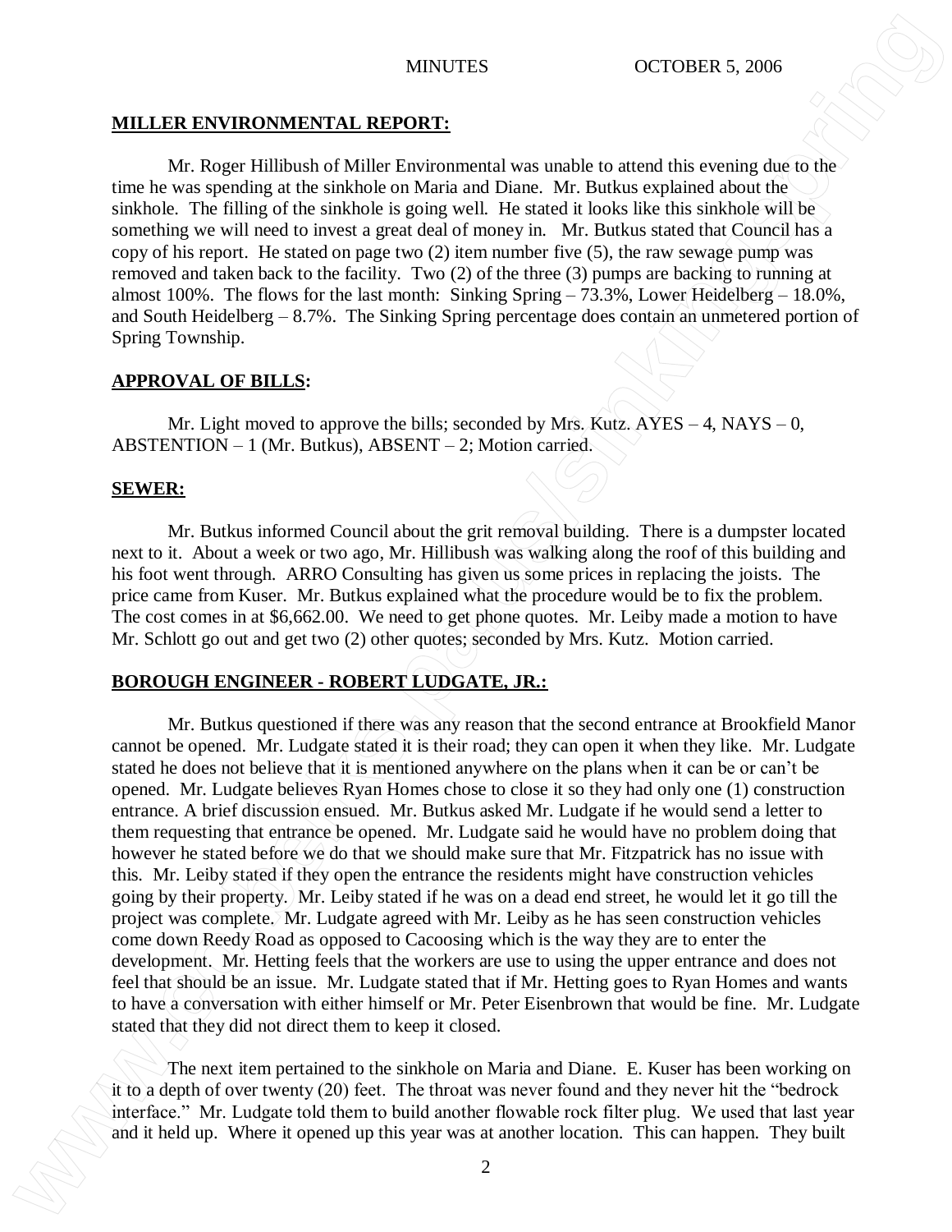**MILLER ENVIRONMENTAL REPORT:**

Mr. Roger Hillibush of Miller Environmental was unable to attend this evening due to the time he was spending at the sinkhole on Maria and Diane. Mr. Butkus explained about the sinkhole. The filling of the sinkhole is going well. He stated it looks like this sinkhole will be something we will need to invest a great deal of money in. Mr. Butkus stated that Council has a copy of his report. He stated on page two (2) item number five (5), the raw sewage pump was removed and taken back to the facility. Two (2) of the three (3) pumps are backing to running at almost 100%. The flows for the last month: Sinking Spring – 73.3%, Lower Heidelberg – 18.0%, and South Heidelberg – 8.7%. The Sinking Spring percentage does contain an unmetered portion of Spring Township.

**APPROVAL OF BILLS:**

Mr. Light moved to approve the bills; seconded by Mrs. Kutz. AYES – 4, NAYS – 0, ABSTENTION – 1 (Mr. Butkus), ABSENT – 2; Motion carried.

**SEWER:**

Mr. Butkus informed Council about the grit removal building. There is a dumpster located next to it. About a week or two ago, Mr. Hillibush was walking along the roof of this building and his foot went through. ARRO Consulting has given us some prices in replacing the joists. The price came from Kuser. Mr. Butkus explained what the procedure would be to fix the problem. The cost comes in at $6,662.00. We need to get phone quotes. Mr. Leiby made a motion to have Mr. Schlott go out and get two (2) other quotes; seconded by Mrs. Kutz. Motion carried.

**BOROUGH ENGINEER - ROBERT LUDGATE, JR.:**

Mr. Butkus questioned if there was any reason that the second entrance at Brookfield Manor cannot be opened. Mr. Ludgate stated it is their road; they can open it when they like. Mr. Ludgate stated he does not believe that it is mentioned anywhere on the plans when it can be or can't be opened. Mr. Ludgate believes Ryan Homes chose to close it so they had only one (1) construction entrance. A brief discussion ensued. Mr. Butkus asked Mr. Ludgate if he would send a letter to them requesting that entrance be opened. Mr. Ludgate said he would have no problem doing that however he stated before we do that we should make sure that Mr. Fitzpatrick has no issue with this. Mr. Leiby stated if they open the entrance the residents might have construction vehicles going by their property. Mr. Leiby stated if he was on a dead end street, he would let it go till the project was complete. Mr. Ludgate agreed with Mr. Leiby as he has seen construction vehicles come down Reedy Road as opposed to Cacoosing which is the way they are to enter the development. Mr. Hetting feels that the workers are use to using the upper entrance and does not feel that should be an issue. Mr. Ludgate stated that if Mr. Hetting goes to Ryan Homes and wants to have a conversation with either himself or Mr. Peter Eisenbrown that would be fine. Mr. Ludgate stated that they did not direct them to keep it closed.

The next item pertained to the sinkhole on Maria and Diane. E. Kuser has been working on it to a depth of over twenty (20) feet. The throat was never found and they never hit the "bedrock interface." Mr. Ludgate told them to build another flowable rock filter plug. We used that last year and it held up. Where it opened up this year was at another location. This can happen. They built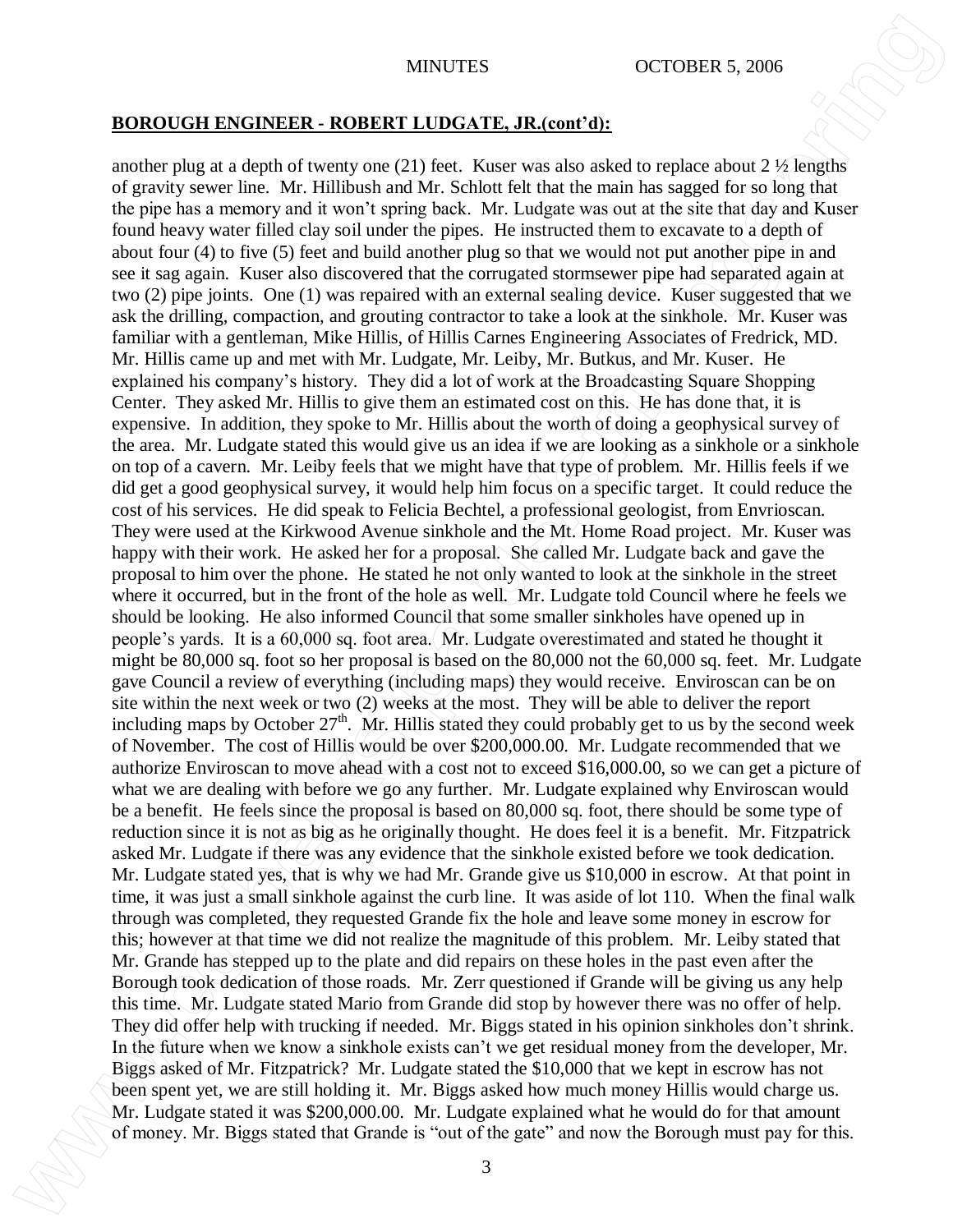## BOROUGH ENGINEER - ROBERT LUDGATE, JR.(cont'd):

another plug at a depth of twenty one (21) feet. Kuser was also asked to replace about 2 ½ lengths of gravity sewer line. Mr. Hillibush and Mr. Schlott felt that the main has sagged for so long that the pipe has a memory and it won't spring back. Mr. Ludgate was out at the site that day and Kuser found heavy water filled clay soil under the pipes. He instructed them to excavate to a depth of about four (4) to five (5) feet and build another plug so that we would not put another pipe in and see it sag again. Kuser also discovered that the corrugated stormsewer pipe had separated again at two (2) pipe joints. One (1) was repaired with an external sealing device. Kuser suggested that we ask the drilling, compaction, and grouting contractor to take a look at the sinkhole. Mr. Kuser was familiar with a gentleman, Mike Hillis, of Hillis Carnes Engineering Associates of Fredrick, MD. Mr. Hillis came up and met with Mr. Ludgate, Mr. Leiby, Mr. Butkus, and Mr. Kuser. He explained his company's history. They did a lot of work at the Broadcasting Square Shopping Center. They asked Mr. Hillis to give them an estimated cost on this. He has done that, it is expensive. In addition, they spoke to Mr. Hillis about the worth of doing a geophysical survey of the area. Mr. Ludgate stated this would give us an idea if we are looking as a sinkhole or a sinkhole on top of a cavern. Mr. Leiby feels that we might have that type of problem. Mr. Hillis feels if we did get a good geophysical survey, it would help him focus on a specific target. It could reduce the cost of his services. He did speak to Felicia Bechtel, a professional geologist, from Envrioscan. They were used at the Kirkwood Avenue sinkhole and the Mt. Home Road project. Mr. Kuser was happy with their work. He asked her for a proposal. She called Mr. Ludgate back and gave the proposal to him over the phone. He stated he not only wanted to look at the sinkhole in the street where it occurred, but in the front of the hole as well. Mr. Ludgate told Council where he feels we should be looking. He also informed Council that some smaller sinkholes have opened up in people's yards. It is a 60,000 sq. foot area. Mr. Ludgate overestimated and stated he thought it might be 80,000 sq. foot so her proposal is based on the 80,000 not the 60,000 sq. feet. Mr. Ludgate gave Council a review of everything (including maps) they would receive. Enviroscan can be on site within the next week or two (2) weeks at the most. They will be able to deliver the report including maps by October 27th. Mr. Hillis stated they could probably get to us by the second week of November. The cost of Hillis would be over $200,000.00. Mr. Ludgate recommended that we authorize Enviroscan to move ahead with a cost not to exceed $16,000.00, so we can get a picture of what we are dealing with before we go any further. Mr. Ludgate explained why Enviroscan would be a benefit. He feels since the proposal is based on 80,000 sq. foot, there should be some type of reduction since it is not as big as he originally thought. He does feel it is a benefit. Mr. Fitzpatrick asked Mr. Ludgate if there was any evidence that the sinkhole existed before we took dedication. Mr. Ludgate stated yes, that is why we had Mr. Grande give us $10,000 in escrow. At that point in time, it was just a small sinkhole against the curb line. It was aside of lot 110. When the final walk through was completed, they requested Grande fix the hole and leave some money in escrow for this; however at that time we did not realize the magnitude of this problem. Mr. Leiby stated that Mr. Grande has stepped up to the plate and did repairs on these holes in the past even after the Borough took dedication of those roads. Mr. Zerr questioned if Grande will be giving us any help this time. Mr. Ludgate stated Mario from Grande did stop by however there was no offer of help. They did offer help with trucking if needed. Mr. Biggs stated in his opinion sinkholes don't shrink. In the future when we know a sinkhole exists can't we get residual money from the developer, Mr. Biggs asked of Mr. Fitzpatrick? Mr. Ludgate stated the $10,000 that we kept in escrow has not been spent yet, we are still holding it. Mr. Biggs asked how much money Hillis would charge us. Mr. Ludgate stated it was $200,000.00. Mr. Ludgate explained what he would do for that amount of money. Mr. Biggs stated that Grande is "out of the gate" and now the Borough must pay for this.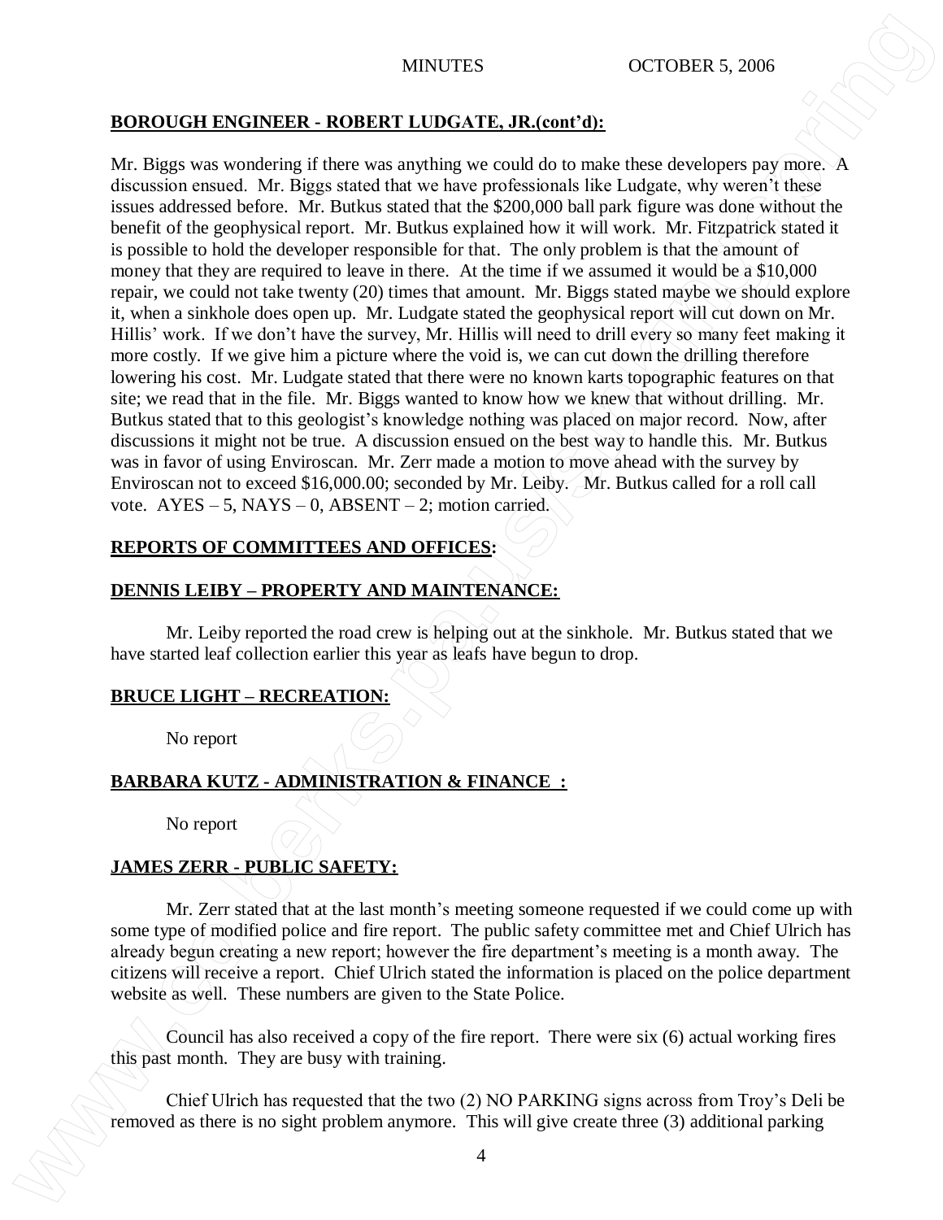**BOROUGH ENGINEER - ROBERT LUDGATE, JR.(cont'd):**

Mr. Biggs was wondering if there was anything we could do to make these developers pay more. A discussion ensued. Mr. Biggs stated that we have professionals like Ludgate, why weren't these issues addressed before. Mr. Butkus stated that the $200,000 ball park figure was done without the benefit of the geophysical report. Mr. Butkus explained how it will work. Mr. Fitzpatrick stated it is possible to hold the developer responsible for that. The only problem is that the amount of money that they are required to leave in there. At the time if we assumed it would be a $10,000 repair, we could not take twenty (20) times that amount. Mr. Biggs stated maybe we should explore it, when a sinkhole does open up. Mr. Ludgate stated the geophysical report will cut down on Mr. Hillis' work. If we don't have the survey, Mr. Hillis will need to drill every so many feet making it more costly. If we give him a picture where the void is, we can cut down the drilling therefore lowering his cost. Mr. Ludgate stated that there were no known karts topographic features on that site; we read that in the file. Mr. Biggs wanted to know how we knew that without drilling. Mr. Butkus stated that to this geologist's knowledge nothing was placed on major record. Now, after discussions it might not be true. A discussion ensued on the best way to handle this. Mr. Butkus was in favor of using Enviroscan. Mr. Zerr made a motion to move ahead with the survey by Enviroscan not to exceed $16,000.00; seconded by Mr. Leiby. Mr. Butkus called for a roll call vote. AYES – 5, NAYS – 0, ABSENT – 2; motion carried.

**REPORTS OF COMMITTEES AND OFFICES:**

**DENNIS LEIBY – PROPERTY AND MAINTENANCE:**

Mr. Leiby reported the road crew is helping out at the sinkhole. Mr. Butkus stated that we have started leaf collection earlier this year as leafs have begun to drop.

**BRUCE LIGHT – RECREATION:**

No report

**BARBARA KUTZ - ADMINISTRATION & FINANCE :**

No report

**JAMES ZERR - PUBLIC SAFETY:**

Mr. Zerr stated that at the last month's meeting someone requested if we could come up with some type of modified police and fire report. The public safety committee met and Chief Ulrich has already begun creating a new report; however the fire department's meeting is a month away. The citizens will receive a report. Chief Ulrich stated the information is placed on the police department website as well. These numbers are given to the State Police.

Council has also received a copy of the fire report. There were six (6) actual working fires this past month. They are busy with training.

Chief Ulrich has requested that the two (2) NO PARKING signs across from Troy's Deli be removed as there is no sight problem anymore. This will give create three (3) additional parking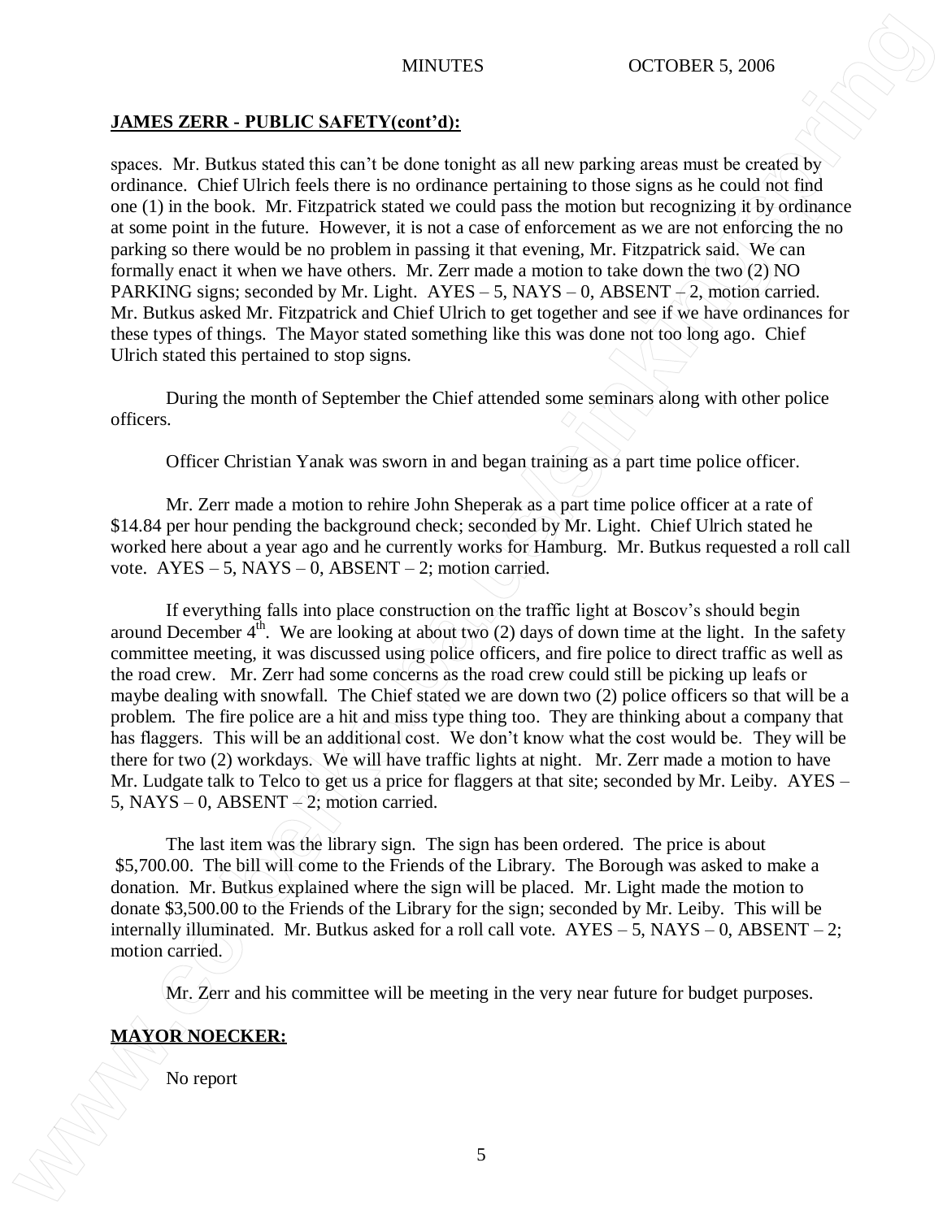## JAMES ZERR - PUBLIC SAFETY(cont'd):

spaces. Mr. Butkus stated this can't be done tonight as all new parking areas must be created by ordinance. Chief Ulrich feels there is no ordinance pertaining to those signs as he could not find one (1) in the book. Mr. Fitzpatrick stated we could pass the motion but recognizing it by ordinance at some point in the future. However, it is not a case of enforcement as we are not enforcing the no parking so there would be no problem in passing it that evening, Mr. Fitzpatrick said. We can formally enact it when we have others. Mr. Zerr made a motion to take down the two (2) NO PARKING signs; seconded by Mr. Light. AYES – 5, NAYS – 0, ABSENT – 2, motion carried. Mr. Butkus asked Mr. Fitzpatrick and Chief Ulrich to get together and see if we have ordinances for these types of things. The Mayor stated something like this was done not too long ago. Chief Ulrich stated this pertained to stop signs.

During the month of September the Chief attended some seminars along with other police officers.

Officer Christian Yanak was sworn in and began training as a part time police officer.

Mr. Zerr made a motion to rehire John Sheperak as a part time police officer at a rate of $14.84 per hour pending the background check; seconded by Mr. Light. Chief Ulrich stated he worked here about a year ago and he currently works for Hamburg. Mr. Butkus requested a roll call vote. AYES – 5, NAYS – 0, ABSENT – 2; motion carried.

If everything falls into place construction on the traffic light at Boscov's should begin around December 4th. We are looking at about two (2) days of down time at the light. In the safety committee meeting, it was discussed using police officers, and fire police to direct traffic as well as the road crew. Mr. Zerr had some concerns as the road crew could still be picking up leafs or maybe dealing with snowfall. The Chief stated we are down two (2) police officers so that will be a problem. The fire police are a hit and miss type thing too. They are thinking about a company that has flaggers. This will be an additional cost. We don't know what the cost would be. They will be there for two (2) workdays. We will have traffic lights at night. Mr. Zerr made a motion to have Mr. Ludgate talk to Telco to get us a price for flaggers at that site; seconded by Mr. Leiby. AYES – 5, NAYS – 0, ABSENT – 2; motion carried.

The last item was the library sign. The sign has been ordered. The price is about $5,700.00. The bill will come to the Friends of the Library. The Borough was asked to make a donation. Mr. Butkus explained where the sign will be placed. Mr. Light made the motion to donate $3,500.00 to the Friends of the Library for the sign; seconded by Mr. Leiby. This will be internally illuminated. Mr. Butkus asked for a roll call vote. AYES – 5, NAYS – 0, ABSENT – 2; motion carried.

Mr. Zerr and his committee will be meeting in the very near future for budget purposes.

## MAYOR NOECKER:

No report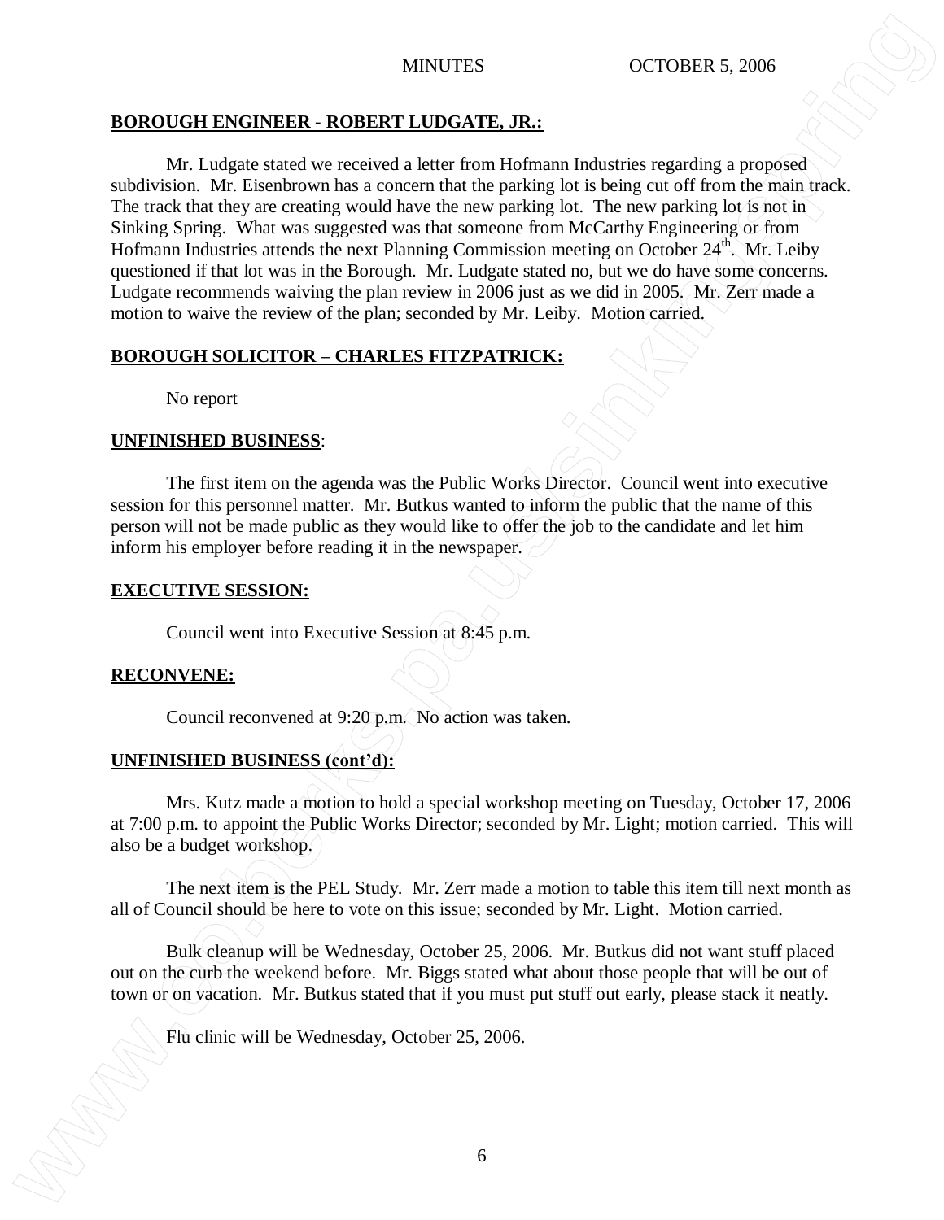**BOROUGH ENGINEER - ROBERT LUDGATE, JR.:**

Mr. Ludgate stated we received a letter from Hofmann Industries regarding a proposed subdivision. Mr. Eisenbrown has a concern that the parking lot is being cut off from the main track. The track that they are creating would have the new parking lot. The new parking lot is not in Sinking Spring. What was suggested was that someone from McCarthy Engineering or from Hofmann Industries attends the next Planning Commission meeting on October 24th. Mr. Leiby questioned if that lot was in the Borough. Mr. Ludgate stated no, but we do have some concerns. Ludgate recommends waiving the plan review in 2006 just as we did in 2005. Mr. Zerr made a motion to waive the review of the plan; seconded by Mr. Leiby. Motion carried.

**BOROUGH SOLICITOR – CHARLES FITZPATRICK:**

No report

**UNFINISHED BUSINESS**:

The first item on the agenda was the Public Works Director. Council went into executive session for this personnel matter. Mr. Butkus wanted to inform the public that the name of this person will not be made public as they would like to offer the job to the candidate and let him inform his employer before reading it in the newspaper.

**EXECUTIVE SESSION:**

Council went into Executive Session at 8:45 p.m.

**RECONVENE:**

Council reconvened at 9:20 p.m. No action was taken.

**UNFINISHED BUSINESS (cont'd):**

Mrs. Kutz made a motion to hold a special workshop meeting on Tuesday, October 17, 2006 at 7:00 p.m. to appoint the Public Works Director; seconded by Mr. Light; motion carried. This will also be a budget workshop.

The next item is the PEL Study. Mr. Zerr made a motion to table this item till next month as all of Council should be here to vote on this issue; seconded by Mr. Light. Motion carried.

Bulk cleanup will be Wednesday, October 25, 2006. Mr. Butkus did not want stuff placed out on the curb the weekend before. Mr. Biggs stated what about those people that will be out of town or on vacation. Mr. Butkus stated that if you must put stuff out early, please stack it neatly.

Flu clinic will be Wednesday, October 25, 2006.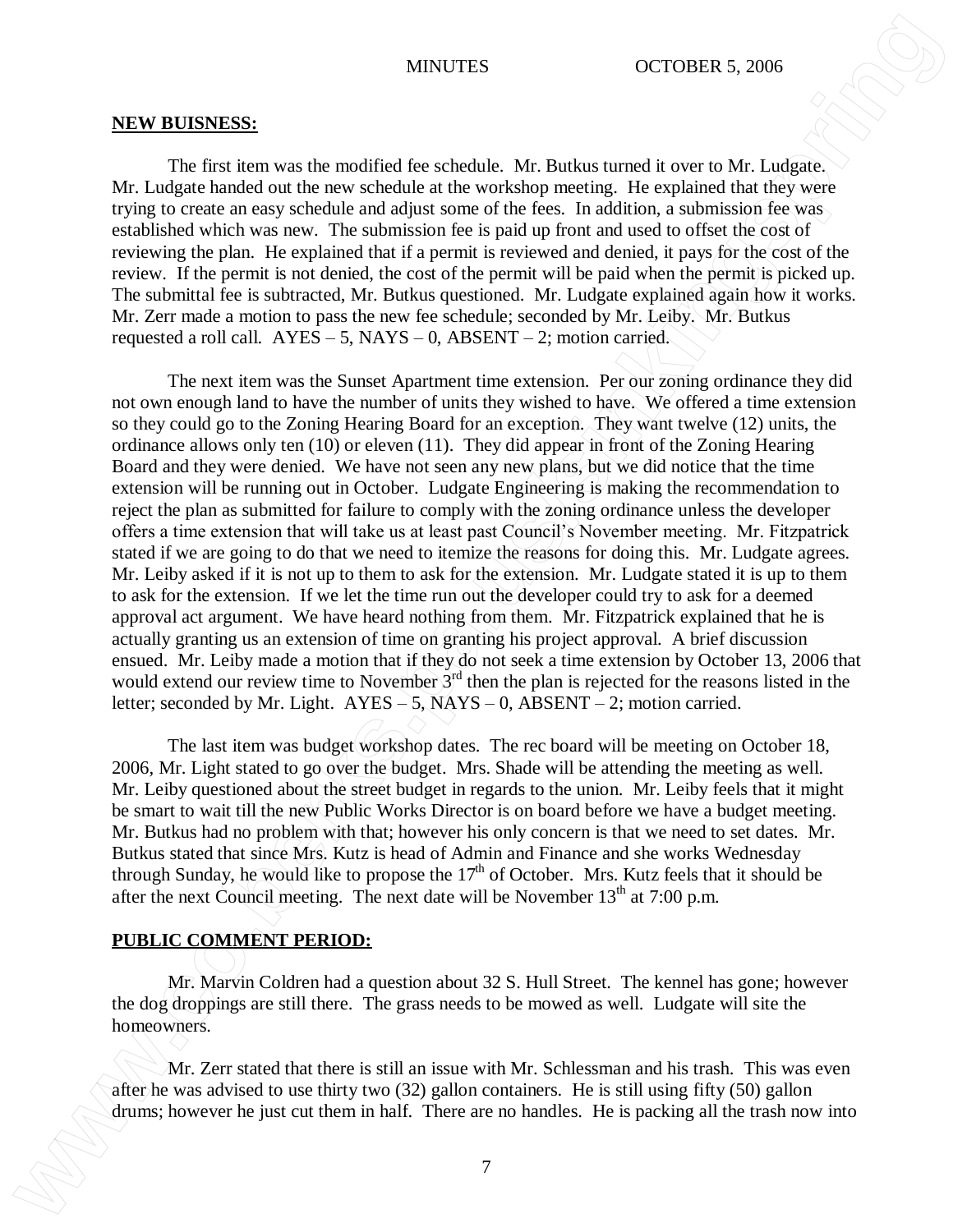**NEW BUISNESS:**

The first item was the modified fee schedule. Mr. Butkus turned it over to Mr. Ludgate. Mr. Ludgate handed out the new schedule at the workshop meeting. He explained that they were trying to create an easy schedule and adjust some of the fees. In addition, a submission fee was established which was new. The submission fee is paid up front and used to offset the cost of reviewing the plan. He explained that if a permit is reviewed and denied, it pays for the cost of the review. If the permit is not denied, the cost of the permit will be paid when the permit is picked up. The submittal fee is subtracted, Mr. Butkus questioned. Mr. Ludgate explained again how it works. Mr. Zerr made a motion to pass the new fee schedule; seconded by Mr. Leiby. Mr. Butkus requested a roll call. AYES – 5, NAYS – 0, ABSENT – 2; motion carried.

The next item was the Sunset Apartment time extension. Per our zoning ordinance they did not own enough land to have the number of units they wished to have. We offered a time extension so they could go to the Zoning Hearing Board for an exception. They want twelve (12) units, the ordinance allows only ten (10) or eleven (11). They did appear in front of the Zoning Hearing Board and they were denied. We have not seen any new plans, but we did notice that the time extension will be running out in October. Ludgate Engineering is making the recommendation to reject the plan as submitted for failure to comply with the zoning ordinance unless the developer offers a time extension that will take us at least past Council's November meeting. Mr. Fitzpatrick stated if we are going to do that we need to itemize the reasons for doing this. Mr. Ludgate agrees. Mr. Leiby asked if it is not up to them to ask for the extension. Mr. Ludgate stated it is up to them to ask for the extension. If we let the time run out the developer could try to ask for a deemed approval act argument. We have heard nothing from them. Mr. Fitzpatrick explained that he is actually granting us an extension of time on granting his project approval. A brief discussion ensued. Mr. Leiby made a motion that if they do not seek a time extension by October 13, 2006 that would extend our review time to November 3rd then the plan is rejected for the reasons listed in the letter; seconded by Mr. Light. AYES – 5, NAYS – 0, ABSENT – 2; motion carried.

The last item was budget workshop dates. The rec board will be meeting on October 18, 2006, Mr. Light stated to go over the budget. Mrs. Shade will be attending the meeting as well. Mr. Leiby questioned about the street budget in regards to the union. Mr. Leiby feels that it might be smart to wait till the new Public Works Director is on board before we have a budget meeting. Mr. Butkus had no problem with that; however his only concern is that we need to set dates. Mr. Butkus stated that since Mrs. Kutz is head of Admin and Finance and she works Wednesday through Sunday, he would like to propose the 17th of October. Mrs. Kutz feels that it should be after the next Council meeting. The next date will be November 13th at 7:00 p.m.

**PUBLIC COMMENT PERIOD:**

Mr. Marvin Coldren had a question about 32 S. Hull Street. The kennel has gone; however the dog droppings are still there. The grass needs to be mowed as well. Ludgate will site the homeowners.

Mr. Zerr stated that there is still an issue with Mr. Schlessman and his trash. This was even after he was advised to use thirty two (32) gallon containers. He is still using fifty (50) gallon drums; however he just cut them in half. There are no handles. He is packing all the trash now into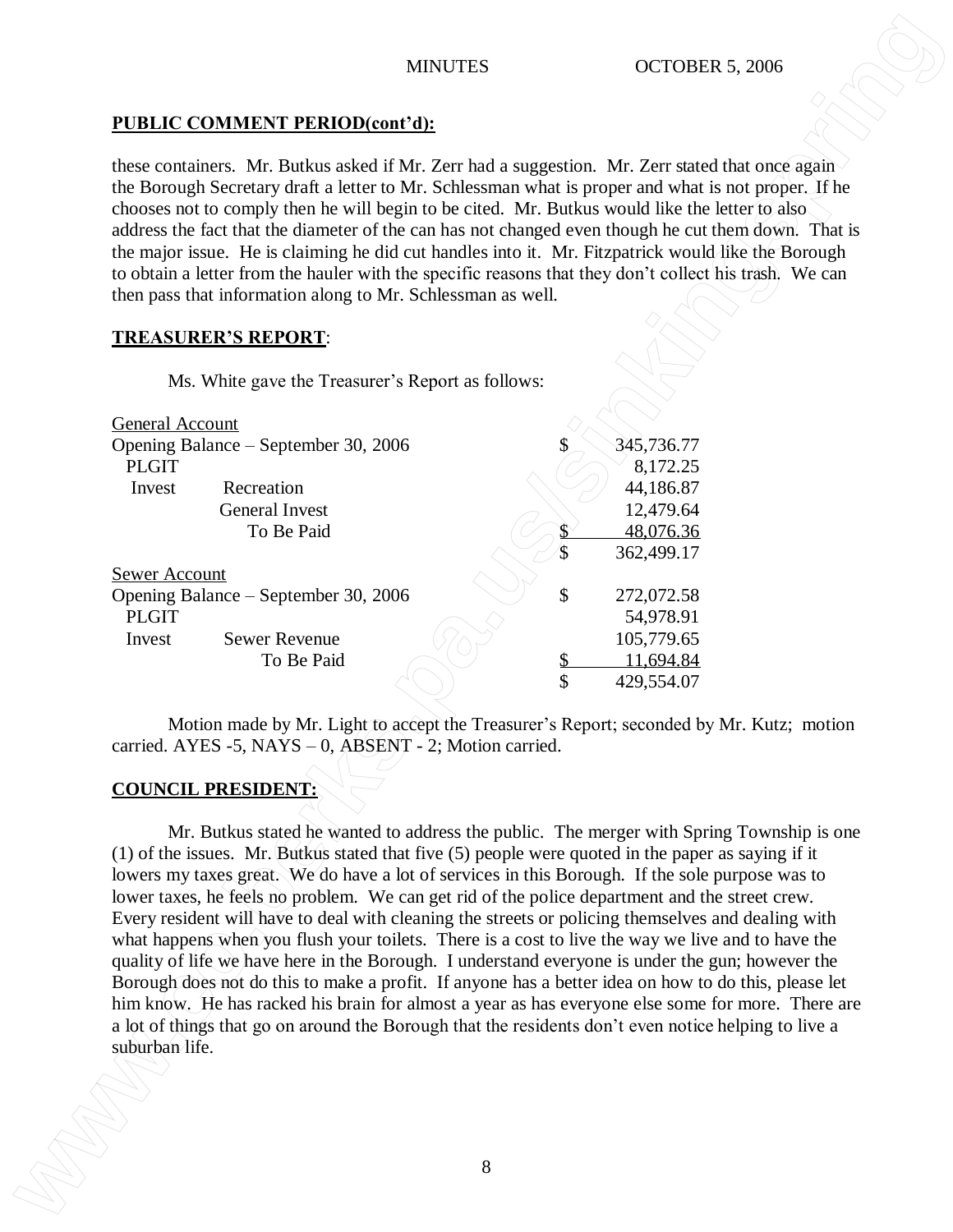**PUBLIC COMMENT PERIOD(cont'd):**

these containers. Mr. Butkus asked if Mr. Zerr had a suggestion. Mr. Zerr stated that once again the Borough Secretary draft a letter to Mr. Schlessman what is proper and what is not proper. If he chooses not to comply then he will begin to be cited. Mr. Butkus would like the letter to also address the fact that the diameter of the can has not changed even though he cut them down. That is the major issue. He is claiming he did cut handles into it. Mr. Fitzpatrick would like the Borough to obtain a letter from the hauler with the specific reasons that they don't collect his trash. We can then pass that information along to Mr. Schlessman as well.

**TREASURER'S REPORT**:

Ms. White gave the Treasurer's Report as follows:

| | | | |
|---|---|---|---|
| General Account | | | |
| Opening Balance – September 30, 2006 | | $ | 345,736.77 |
| PLGIT | | | 8,172.25 |
| Invest | Recreation | | 44,186.87 |
| | General Invest | | 12,479.64 |
| | To Be Paid | $ | 48,076.36 |
| | | $ | 362,499.17 |
| Sewer Account | | | |
| Opening Balance – September 30, 2006 | | $ | 272,072.58 |
| PLGIT | | | 54,978.91 |
| Invest | Sewer Revenue | | 105,779.65 |
| | To Be Paid | $ | 11,694.84 |
| | | $ | 429,554.07 |

Motion made by Mr. Light to accept the Treasurer's Report; seconded by Mr. Kutz; motion carried. AYES -5, NAYS – 0, ABSENT - 2; Motion carried.

**COUNCIL PRESIDENT:**

Mr. Butkus stated he wanted to address the public. The merger with Spring Township is one (1) of the issues. Mr. Butkus stated that five (5) people were quoted in the paper as saying if it lowers my taxes great. We do have a lot of services in this Borough. If the sole purpose was to lower taxes, he feels no problem. We can get rid of the police department and the street crew. Every resident will have to deal with cleaning the streets or policing themselves and dealing with what happens when you flush your toilets. There is a cost to live the way we live and to have the quality of life we have here in the Borough. I understand everyone is under the gun; however the Borough does not do this to make a profit. If anyone has a better idea on how to do this, please let him know. He has racked his brain for almost a year as has everyone else some for more. There are a lot of things that go on around the Borough that the residents don't even notice helping to live a suburban life.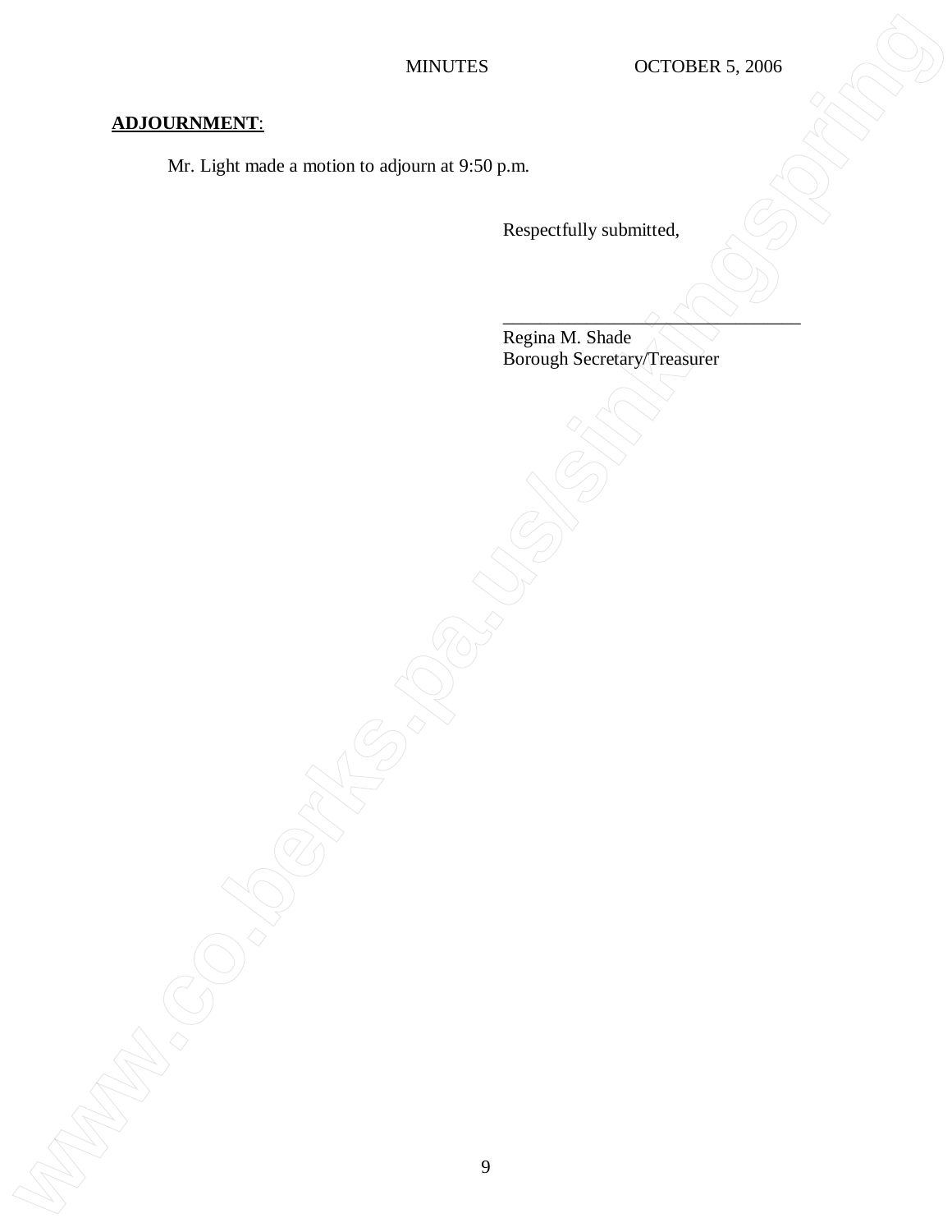**ADJOURNMENT**:

Mr. Light made a motion to adjourn at 9:50 p.m.

Respectfully submitted,

\_\_\_\_\_\_\_\_\_\_\_\_\_\_\_\_\_\_\_\_\_\_\_\_\_\_\_\_\_\_\_\_

Regina M. Shade
Borough Secretary/Treasurer